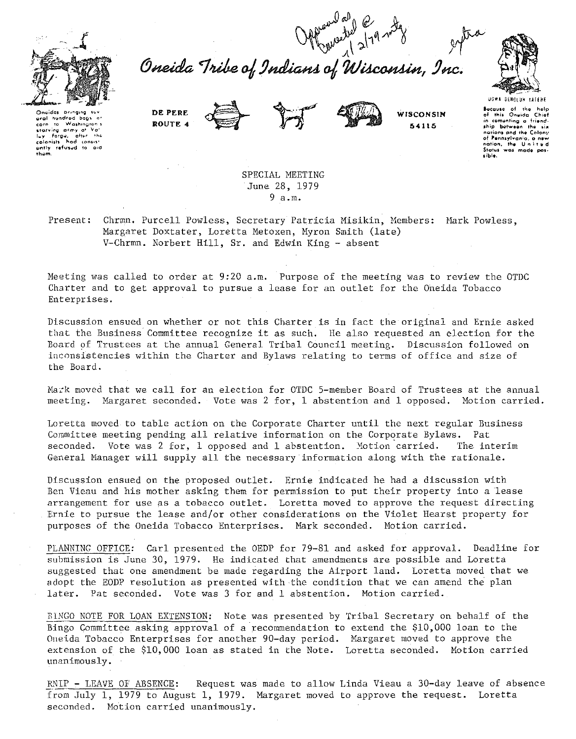Approved as corrected @ 1/2/79 mtg

extra

# Oneida Tribe of Indians of Wisconsin, Inc.

Oneidas bringing several hundred bags of corn to Washington's starving army at Valley Forge, after the colonists had consistently refused to aid them.

DE PERE
ROUTE 4

WISCONSIN
54115

UGWA DEHOLUH YATEHE

Because of the help of this Oneida Chief in cementing a friendship between the six nations and the Colony of Pennsylvania, a new nation, the United States was made possible.

SPECIAL MEETING
June 28, 1979
9 a.m.

Present: Chrmn. Purcell Powless, Secretary Patricia Misikin, Members: Mark Powless, Margaret Doxtater, Loretta Metoxen, Myron Smith (late)
V-Chrmn. Norbert Hill, Sr. and Edwin King - absent

Meeting was called to order at 9:20 a.m. Purpose of the meeting was to review the OTDC Charter and to get approval to pursue a lease for an outlet for the Oneida Tobacco Enterprises.

Discussion ensued on whether or not this Charter is in fact the original and Ernie asked that the Business Committee recognize it as such. He also requested an election for the Board of Trustees at the annual General Tribal Council meeting. Discussion followed on inconsistencies within the Charter and Bylaws relating to terms of office and size of the Board.

Mark moved that we call for an election for OTDC 5-member Board of Trustees at the annual meeting. Margaret seconded. Vote was 2 for, 1 abstention and 1 opposed. Motion carried.

Loretta moved to table action on the Corporate Charter until the next regular Business Committee meeting pending all relative information on the Corporate Bylaws. Pat seconded. Vote was 2 for, 1 opposed and 1 abstention. Motion carried. The interim General Manager will supply all the necessary information along with the rationale.

Discussion ensued on the proposed outlet. Ernie indicated he had a discussion with Ben Vieau and his mother asking them for permission to put their property into a lease arrangement for use as a tobacco outlet. Loretta moved to approve the request directing Ernie to pursue the lease and/or other considerations on the Violet Hearst property for purposes of the Oneida Tobacco Enterprises. Mark seconded. Motion carried.

PLANNING OFFICE: Carl presented the OEDP for 79-81 and asked for approval. Deadline for submission is June 30, 1979. He indicated that amendments are possible and Loretta suggested that one amendment be made regarding the Airport land. Loretta moved that we adopt the EODP resolution as presented with the condition that we can amend the plan later. Pat seconded. Vote was 3 for and 1 abstention. Motion carried.

BINGO NOTE FOR LOAN EXTENSION: Note was presented by Tribal Secretary on behalf of the Bingo Committee asking approval of a recommendation to extend the $10,000 loan to the Oneida Tobacco Enterprises for another 90-day period. Margaret moved to approve the extension of the $10,000 loan as stated in the Note. Loretta seconded. Motion carried unanimously.

RNIP - LEAVE OF ABSENCE: Request was made to allow Linda Vieau a 30-day leave of absence from July 1, 1979 to August 1, 1979. Margaret moved to approve the request. Loretta seconded. Motion carried unanimously.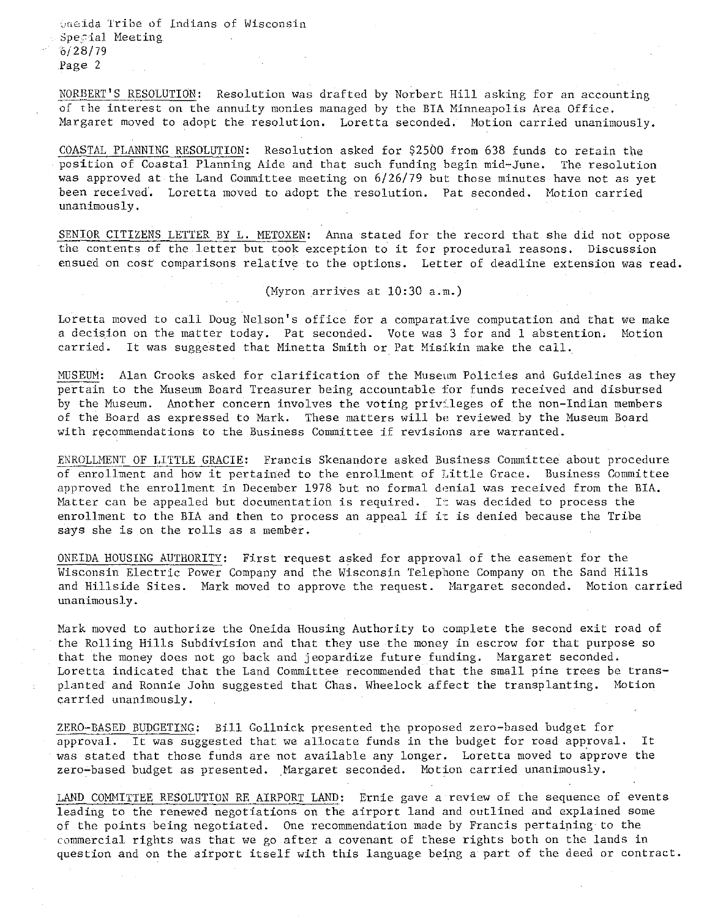NORBERT'S RESOLUTION: Resolution was drafted by Norbert Hill asking for an accounting of the interest on the annuity monies managed by the BIA Minneapolis Area Office. Margaret moved to adopt the resolution. Loretta seconded. Motion carried unanimously.

COASTAL PLANNING RESOLUTION: Resolution asked for $2500 from 638 funds to retain the position of Coastal Planning Aide and that such funding begin mid-June. The resolution was approved at the Land Committee meeting on 6/26/79 but those minutes have not as yet been received. Loretta moved to adopt the resolution. Pat seconded. Motion carried unanimously.

SENIOR CITIZENS LETTER BY L. METOXEN: Anna stated for the record that she did not oppose the contents of the letter but took exception to it for procedural reasons. Discussion ensued on cost comparisons relative to the options. Letter of deadline extension was read.

(Myron arrives at 10:30 a.m.)

Loretta moved to call Doug Nelson's office for a comparative computation and that we make a decision on the matter today. Pat seconded. Vote was 3 for and 1 abstention. Motion carried. It was suggested that Minetta Smith or Pat Misikin make the call.

MUSEUM: Alan Crooks asked for clarification of the Museum Policies and Guidelines as they pertain to the Museum Board Treasurer being accountable for funds received and disbursed by the Museum. Another concern involves the voting privileges of the non-Indian members of the Board as expressed to Mark. These matters will be reviewed by the Museum Board with recommendations to the Business Committee if revisions are warranted.

ENROLLMENT OF LITTLE GRACIE: Francis Skenandore asked Business Committee about procedure of enrollment and how it pertained to the enrollment of Little Grace. Business Committee approved the enrollment in December 1978 but no formal denial was received from the BIA. Matter can be appealed but documentation is required. It was decided to process the enrollment to the BIA and then to process an appeal if it is denied because the Tribe says she is on the rolls as a member.

ONEIDA HOUSING AUTHORITY: First request asked for approval of the easement for the Wisconsin Electric Power Company and the Wisconsin Telephone Company on the Sand Hills and Hillside Sites. Mark moved to approve the request. Margaret seconded. Motion carried unanimously.

Mark moved to authorize the Oneida Housing Authority to complete the second exit road of the Rolling Hills Subdivision and that they use the money in escrow for that purpose so that the money does not go back and jeopardize future funding. Margaret seconded. Loretta indicated that the Land Committee recommended that the small pine trees be transplanted and Ronnie John suggested that Chas. Wheelock affect the transplanting. Motion carried unanimously.

ZERO-BASED BUDGETING: Bill Gollnick presented the proposed zero-based budget for approval. It was suggested that we allocate funds in the budget for road approval. It was stated that those funds are not available any longer. Loretta moved to approve the zero-based budget as presented. Margaret seconded. Motion carried unanimously.

LAND COMMITTEE RESOLUTION RE AIRPORT LAND: Ernie gave a review of the sequence of events leading to the renewed negotiations on the airport land and outlined and explained some of the points being negotiated. One recommendation made by Francis pertaining to the commercial rights was that we go after a covenant of these rights both on the lands in question and on the airport itself with this language being a part of the deed or contract.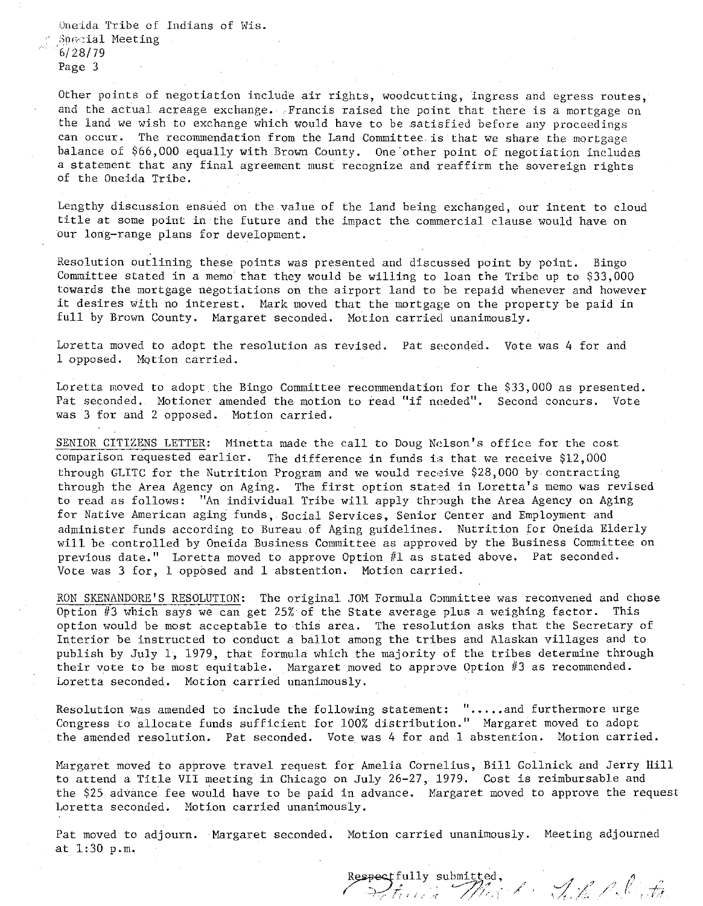Other points of negotiation include air rights, woodcutting, ingress and egress routes, and the actual acreage exchange. Francis raised the point that there is a mortgage on the land we wish to exchange which would have to be satisfied before any proceedings can occur. The recommendation from the Land Committee is that we share the mortgage balance of $66,000 equally with Brown County. One other point of negotiation includes a statement that any final agreement must recognize and reaffirm the sovereign rights of the Oneida Tribe.

Lengthy discussion ensued on the value of the land being exchanged, our intent to cloud title at some point in the future and the impact the commercial clause would have on our long-range plans for development.

Resolution outlining these points was presented and discussed point by point. Bingo Committee stated in a memo that they would be willing to loan the Tribe up to $33,000 towards the mortgage negotiations on the airport land to be repaid whenever and however it desires with no interest. Mark moved that the mortgage on the property be paid in full by Brown County. Margaret seconded. Motion carried unanimously.

Loretta moved to adopt the resolution as revised. Pat seconded. Vote was 4 for and 1 opposed. Motion carried.

Loretta moved to adopt the Bingo Committee recommendation for the $33,000 as presented. Pat seconded. Motioner amended the motion to read "if needed". Second concurs. Vote was 3 for and 2 opposed. Motion carried.

SENIOR CITIZENS LETTER: Minetta made the call to Doug Nelson's office for the cost comparison requested earlier. The difference in funds is that we receive $12,000 through GLITC for the Nutrition Program and we would receive $28,000 by contracting through the Area Agency on Aging. The first option stated in Loretta's memo was revised to read as follows: "An individual Tribe will apply through the Area Agency on Aging for Native American aging funds, Social Services, Senior Center and Employment and administer funds according to Bureau of Aging guidelines. Nutrition for Oneida Elderly will be controlled by Oneida Business Committee as approved by the Business Committee on previous date." Loretta moved to approve Option #1 as stated above. Pat seconded. Vote was 3 for, 1 opposed and 1 abstention. Motion carried.

RON SKENANDORE'S RESOLUTION: The original JOM Formula Committee was reconvened and chose Option #3 which says we can get 25% of the State average plus a weighing factor. This option would be most acceptable to this area. The resolution asks that the Secretary of Interior be instructed to conduct a ballot among the tribes and Alaskan villages and to publish by July 1, 1979, that formula which the majority of the tribes determine through their vote to be most equitable. Margaret moved to approve Option #3 as recommended. Loretta seconded. Motion carried unanimously.

Resolution was amended to include the following statement: ".....and furthermore urge Congress to allocate funds sufficient for 100% distribution." Margaret moved to adopt the amended resolution. Pat seconded. Vote was 4 for and 1 abstention. Motion carried.

Margaret moved to approve travel request for Amelia Cornelius, Bill Gollnick and Jerry Hill to attend a Title VII meeting in Chicago on July 26-27, 1979. Cost is reimbursable and the $25 advance fee would have to be paid in advance. Margaret moved to approve the request Loretta seconded. Motion carried unanimously.

Pat moved to adjourn. Margaret seconded. Motion carried unanimously. Meeting adjourned at 1:30 p.m.

Respectfully submitted,